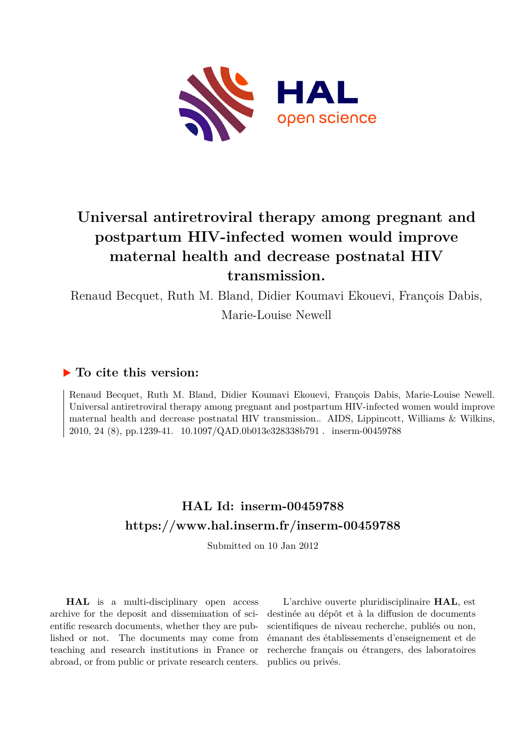# Universal antiretroviral therapy among pregnant and postpartum HIV-infected women would improve maternal health and decrease postnatal HIV transmission.

Renaud Becquet, Ruth M. Bland, Didier Koumavi Ekouevi, François Dabis, Marie-Louise Newell

## ▶ To cite this version:

Renaud Becquet, Ruth M. Bland, Didier Koumavi Ekouevi, François Dabis, Marie-Louise Newell. Universal antiretroviral therapy among pregnant and postpartum HIV-infected women would improve maternal health and decrease postnatal HIV transmission.. AIDS, Lippincott, Williams & Wilkins, 2010, 24 (8), pp.1239-41. 10.1097/QAD.0b013e328338b791 . inserm-00459788

## HAL Id: inserm-00459788
## https://www.hal.inserm.fr/inserm-00459788

Submitted on 10 Jan 2012

**HAL** is a multi-disciplinary open access archive for the deposit and dissemination of scientific research documents, whether they are published or not. The documents may come from teaching and research institutions in France or abroad, or from public or private research centers.

L'archive ouverte pluridisciplinaire **HAL**, est destinée au dépôt et à la diffusion de documents scientifiques de niveau recherche, publiés ou non, émanant des établissements d'enseignement et de recherche français ou étrangers, des laboratoires publics ou privés.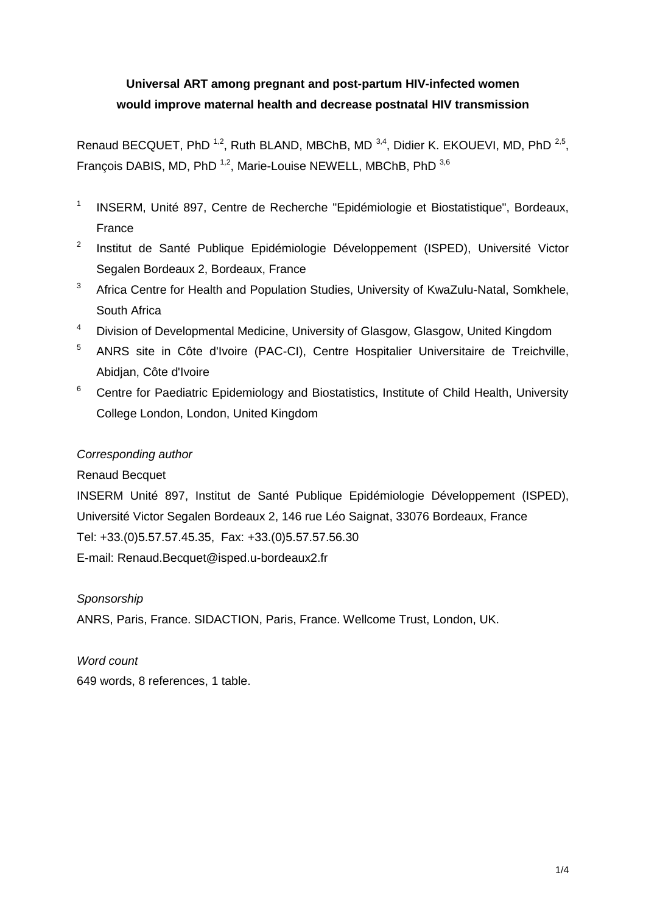**Universal ART among pregnant and post-partum HIV-infected women would improve maternal health and decrease postnatal HIV transmission**

Renaud BECQUET, PhD [1,2], Ruth BLAND, MBChB, MD [3,4], Didier K. EKOUEVI, MD, PhD [2,5], François DABIS, MD, PhD [1,2], Marie-Louise NEWELL, MBChB, PhD [3,6]

1. INSERM, Unité 897, Centre de Recherche "Epidémiologie et Biostatistique", Bordeaux, France
2. Institut de Santé Publique Epidémiologie Développement (ISPED), Université Victor Segalen Bordeaux 2, Bordeaux, France
3. Africa Centre for Health and Population Studies, University of KwaZulu-Natal, Somkhele, South Africa
4. Division of Developmental Medicine, University of Glasgow, Glasgow, United Kingdom
5. ANRS site in Côte d'Ivoire (PAC-CI), Centre Hospitalier Universitaire de Treichville, Abidjan, Côte d'Ivoire
6. Centre for Paediatric Epidemiology and Biostatistics, Institute of Child Health, University College London, London, United Kingdom

*Corresponding author*

Renaud Becquet

INSERM Unité 897, Institut de Santé Publique Epidémiologie Développement (ISPED), Université Victor Segalen Bordeaux 2, 146 rue Léo Saignat, 33076 Bordeaux, France

Tel: +33.(0)5.57.57.45.35, Fax: +33.(0)5.57.57.56.30

E-mail: Renaud.Becquet@isped.u-bordeaux2.fr

*Sponsorship*

ANRS, Paris, France. SIDACTION, Paris, France. Wellcome Trust, London, UK.

*Word count*

649 words, 8 references, 1 table.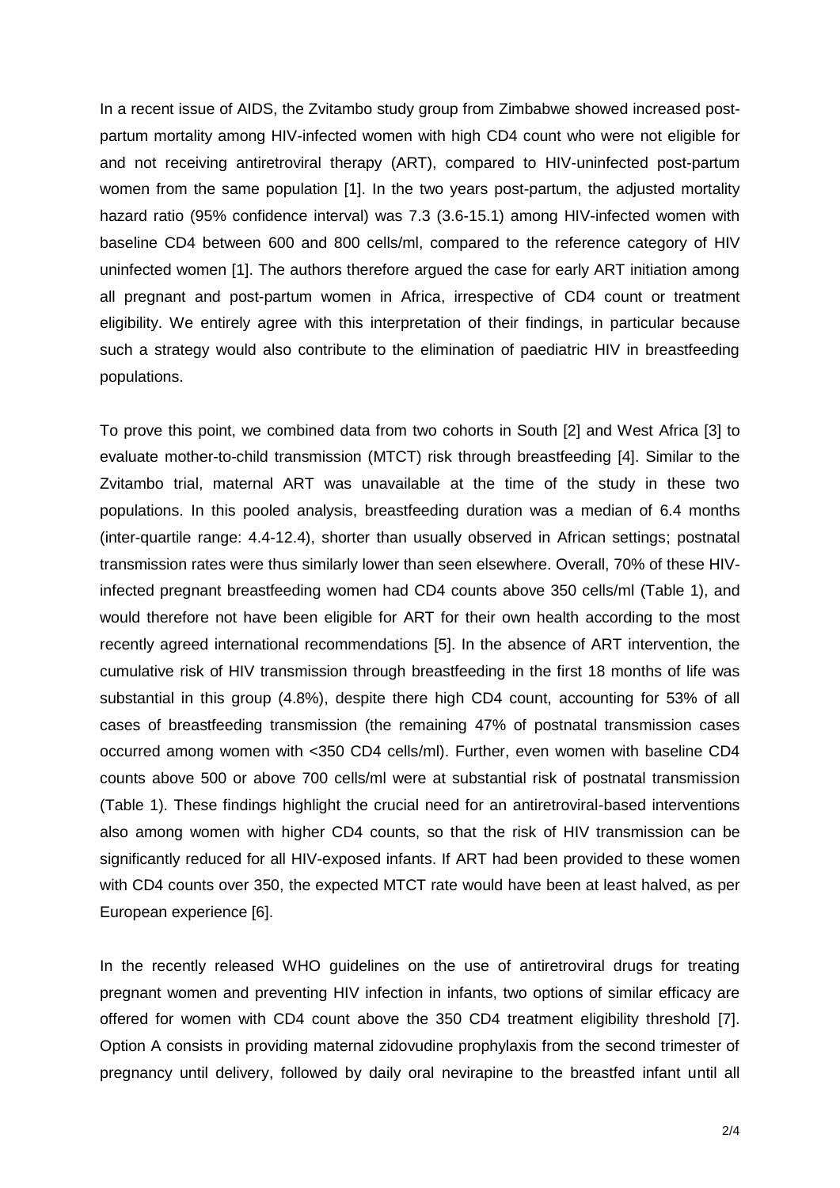In a recent issue of AIDS, the Zvitambo study group from Zimbabwe showed increased post-partum mortality among HIV-infected women with high CD4 count who were not eligible for and not receiving antiretroviral therapy (ART), compared to HIV-uninfected post-partum women from the same population [1]. In the two years post-partum, the adjusted mortality hazard ratio (95% confidence interval) was 7.3 (3.6-15.1) among HIV-infected women with baseline CD4 between 600 and 800 cells/ml, compared to the reference category of HIV uninfected women [1]. The authors therefore argued the case for early ART initiation among all pregnant and post-partum women in Africa, irrespective of CD4 count or treatment eligibility. We entirely agree with this interpretation of their findings, in particular because such a strategy would also contribute to the elimination of paediatric HIV in breastfeeding populations.

To prove this point, we combined data from two cohorts in South [2] and West Africa [3] to evaluate mother-to-child transmission (MTCT) risk through breastfeeding [4]. Similar to the Zvitambo trial, maternal ART was unavailable at the time of the study in these two populations. In this pooled analysis, breastfeeding duration was a median of 6.4 months (inter-quartile range: 4.4-12.4), shorter than usually observed in African settings; postnatal transmission rates were thus similarly lower than seen elsewhere. Overall, 70% of these HIV-infected pregnant breastfeeding women had CD4 counts above 350 cells/ml (Table 1), and would therefore not have been eligible for ART for their own health according to the most recently agreed international recommendations [5]. In the absence of ART intervention, the cumulative risk of HIV transmission through breastfeeding in the first 18 months of life was substantial in this group (4.8%), despite there high CD4 count, accounting for 53% of all cases of breastfeeding transmission (the remaining 47% of postnatal transmission cases occurred among women with <350 CD4 cells/ml). Further, even women with baseline CD4 counts above 500 or above 700 cells/ml were at substantial risk of postnatal transmission (Table 1). These findings highlight the crucial need for an antiretroviral-based interventions also among women with higher CD4 counts, so that the risk of HIV transmission can be significantly reduced for all HIV-exposed infants. If ART had been provided to these women with CD4 counts over 350, the expected MTCT rate would have been at least halved, as per European experience [6].

In the recently released WHO guidelines on the use of antiretroviral drugs for treating pregnant women and preventing HIV infection in infants, two options of similar efficacy are offered for women with CD4 count above the 350 CD4 treatment eligibility threshold [7]. Option A consists in providing maternal zidovudine prophylaxis from the second trimester of pregnancy until delivery, followed by daily oral nevirapine to the breastfed infant until all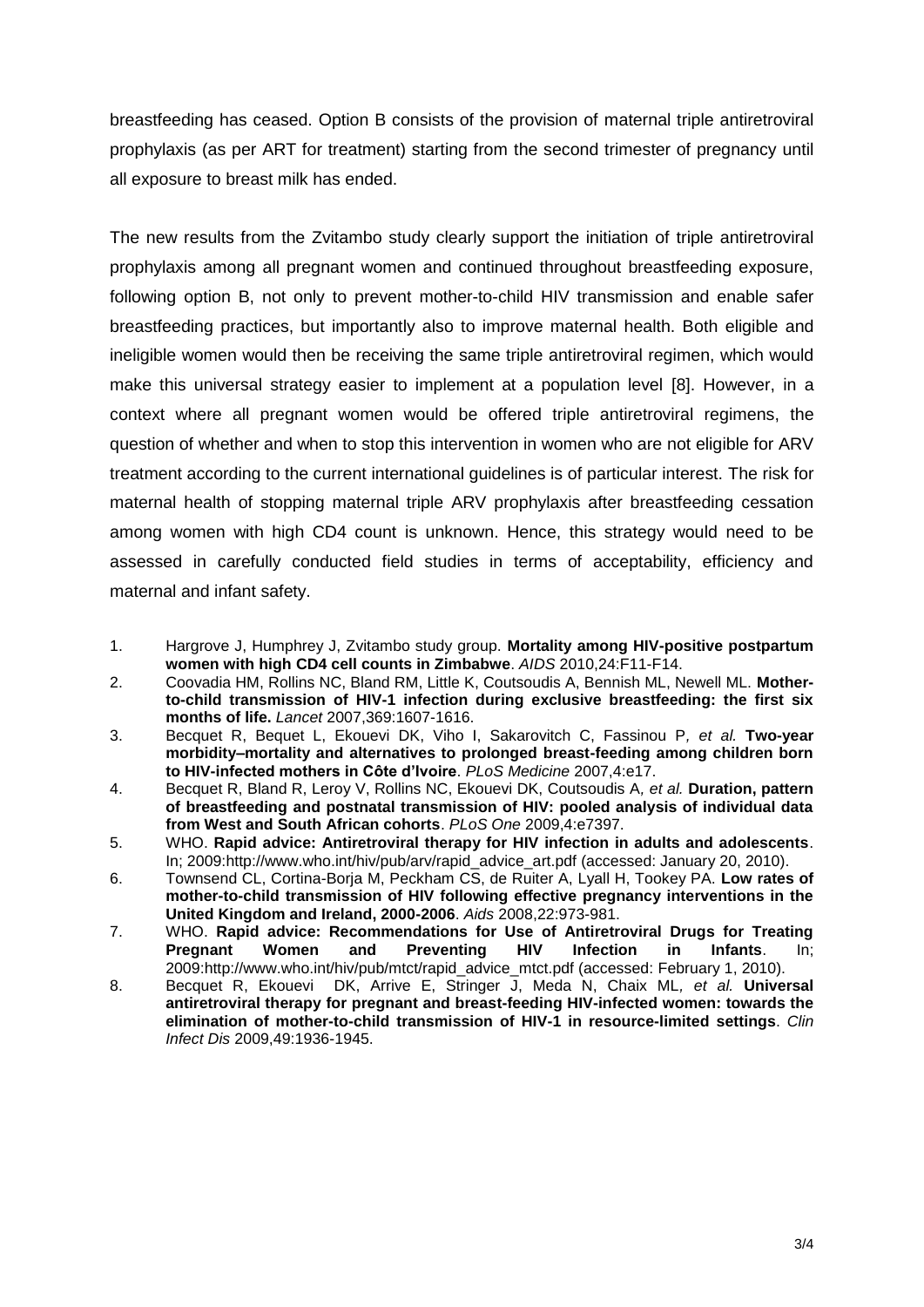breastfeeding has ceased. Option B consists of the provision of maternal triple antiretroviral prophylaxis (as per ART for treatment) starting from the second trimester of pregnancy until all exposure to breast milk has ended.

The new results from the Zvitambo study clearly support the initiation of triple antiretroviral prophylaxis among all pregnant women and continued throughout breastfeeding exposure, following option B, not only to prevent mother-to-child HIV transmission and enable safer breastfeeding practices, but importantly also to improve maternal health. Both eligible and ineligible women would then be receiving the same triple antiretroviral regimen, which would make this universal strategy easier to implement at a population level [8]. However, in a context where all pregnant women would be offered triple antiretroviral regimens, the question of whether and when to stop this intervention in women who are not eligible for ARV treatment according to the current international guidelines is of particular interest. The risk for maternal health of stopping maternal triple ARV prophylaxis after breastfeeding cessation among women with high CD4 count is unknown. Hence, this strategy would need to be assessed in carefully conducted field studies in terms of acceptability, efficiency and maternal and infant safety.

1. Hargrove J, Humphrey J, Zvitambo study group. **Mortality among HIV-positive postpartum women with high CD4 cell counts in Zimbabwe**. *AIDS* 2010,24:F11-F14.
2. Coovadia HM, Rollins NC, Bland RM, Little K, Coutsoudis A, Bennish ML, Newell ML. **Mother-to-child transmission of HIV-1 infection during exclusive breastfeeding: the first six months of life.** *Lancet* 2007,369:1607-1616.
3. Becquet R, Bequet L, Ekouevi DK, Viho I, Sakarovitch C, Fassinou P*, et al.* **Two-year morbidity–mortality and alternatives to prolonged breast-feeding among children born to HIV-infected mothers in Côte d'Ivoire**. *PLoS Medicine* 2007,4:e17.
4. Becquet R, Bland R, Leroy V, Rollins NC, Ekouevi DK, Coutsoudis A*, et al.* **Duration, pattern of breastfeeding and postnatal transmission of HIV: pooled analysis of individual data from West and South African cohorts**. *PLoS One* 2009,4:e7397.
5. WHO. **Rapid advice: Antiretroviral therapy for HIV infection in adults and adolescents**. In; 2009:http://www.who.int/hiv/pub/arv/rapid_advice_art.pdf (accessed: January 20, 2010).
6. Townsend CL, Cortina-Borja M, Peckham CS, de Ruiter A, Lyall H, Tookey PA. **Low rates of mother-to-child transmission of HIV following effective pregnancy interventions in the United Kingdom and Ireland, 2000-2006**. *Aids* 2008,22:973-981.
7. WHO. **Rapid advice: Recommendations for Use of Antiretroviral Drugs for Treating Pregnant Women and Preventing HIV Infection in Infants**. In; 2009:http://www.who.int/hiv/pub/mtct/rapid_advice_mtct.pdf (accessed: February 1, 2010).
8. Becquet R, Ekouevi DK, Arrive E, Stringer J, Meda N, Chaix ML*, et al.* **Universal antiretroviral therapy for pregnant and breast-feeding HIV-infected women: towards the elimination of mother-to-child transmission of HIV-1 in resource-limited settings**. *Clin Infect Dis* 2009,49:1936-1945.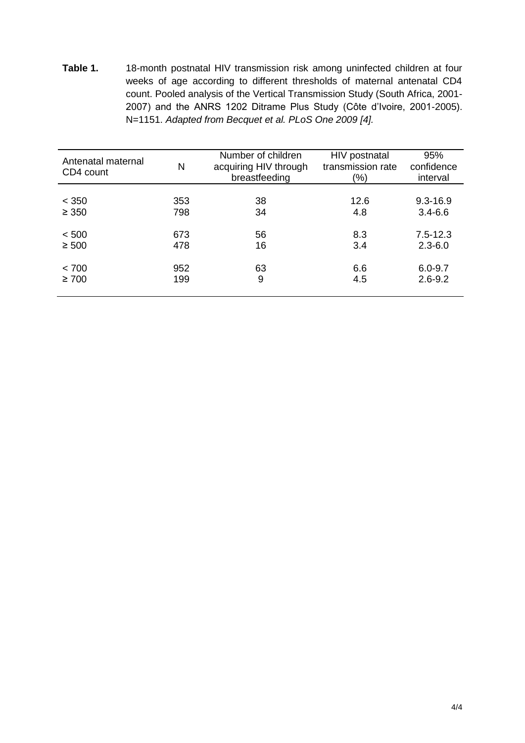**Table 1.** 18-month postnatal HIV transmission risk among uninfected children at four weeks of age according to different thresholds of maternal antenatal CD4 count. Pooled analysis of the Vertical Transmission Study (South Africa, 2001-2007) and the ANRS 1202 Ditrame Plus Study (Côte d'Ivoire, 2001-2005). N=1151. *Adapted from Becquet et al. PLoS One 2009 [4].*

| Antenatal maternal CD4 count | N | Number of children acquiring HIV through breastfeeding | HIV postnatal transmission rate (%) | 95% confidence interval |
|---|---|---|---|---|
| < 350 | 353 | 38 | 12.6 | 9.3-16.9 |
| ≥ 350 | 798 | 34 | 4.8 | 3.4-6.6 |
| < 500 | 673 | 56 | 8.3 | 7.5-12.3 |
| ≥ 500 | 478 | 16 | 3.4 | 2.3-6.0 |
| < 700 | 952 | 63 | 6.6 | 6.0-9.7 |
| ≥ 700 | 199 | 9 | 4.5 | 2.6-9.2 |